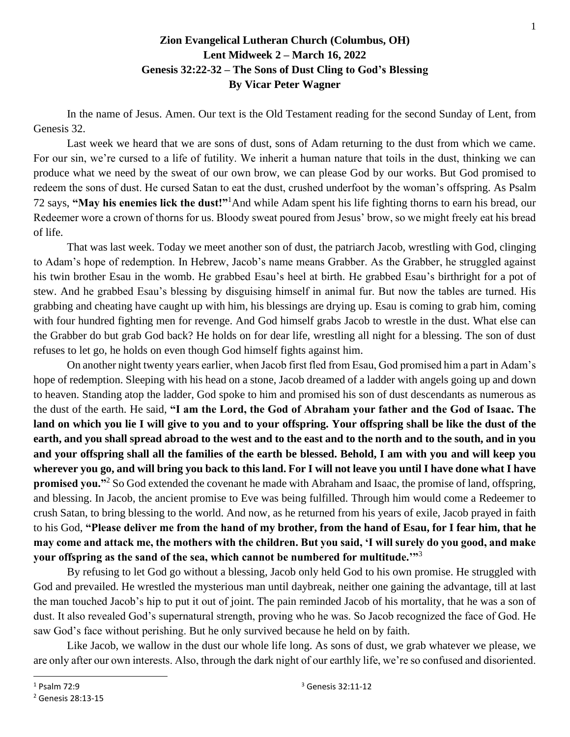**Zion Evangelical Lutheran Church (Columbus, OH)**
**Lent Midweek 2 – March 16, 2022**
**Genesis 32:22-32 – The Sons of Dust Cling to God's Blessing**
**By Vicar Peter Wagner**

In the name of Jesus. Amen. Our text is the Old Testament reading for the second Sunday of Lent, from Genesis 32.

Last week we heard that we are sons of dust, sons of Adam returning to the dust from which we came. For our sin, we're cursed to a life of futility. We inherit a human nature that toils in the dust, thinking we can produce what we need by the sweat of our own brow, we can please God by our works. But God promised to redeem the sons of dust. He cursed Satan to eat the dust, crushed underfoot by the woman's offspring. As Psalm 72 says, **"May his enemies lick the dust!"**[1] And while Adam spent his life fighting thorns to earn his bread, our Redeemer wore a crown of thorns for us. Bloody sweat poured from Jesus' brow, so we might freely eat his bread of life.

That was last week. Today we meet another son of dust, the patriarch Jacob, wrestling with God, clinging to Adam's hope of redemption. In Hebrew, Jacob's name means Grabber. As the Grabber, he struggled against his twin brother Esau in the womb. He grabbed Esau's heel at birth. He grabbed Esau's birthright for a pot of stew. And he grabbed Esau's blessing by disguising himself in animal fur. But now the tables are turned. His grabbing and cheating have caught up with him, his blessings are drying up. Esau is coming to grab him, coming with four hundred fighting men for revenge. And God himself grabs Jacob to wrestle in the dust. What else can the Grabber do but grab God back? He holds on for dear life, wrestling all night for a blessing. The son of dust refuses to let go, he holds on even though God himself fights against him.

On another night twenty years earlier, when Jacob first fled from Esau, God promised him a part in Adam's hope of redemption. Sleeping with his head on a stone, Jacob dreamed of a ladder with angels going up and down to heaven. Standing atop the ladder, God spoke to him and promised his son of dust descendants as numerous as the dust of the earth. He said, **"I am the Lord, the God of Abraham your father and the God of Isaac. The land on which you lie I will give to you and to your offspring. Your offspring shall be like the dust of the earth, and you shall spread abroad to the west and to the east and to the north and to the south, and in you and your offspring shall all the families of the earth be blessed. Behold, I am with you and will keep you wherever you go, and will bring you back to this land. For I will not leave you until I have done what I have promised you."**[2] So God extended the covenant he made with Abraham and Isaac, the promise of land, offspring, and blessing. In Jacob, the ancient promise to Eve was being fulfilled. Through him would come a Redeemer to crush Satan, to bring blessing to the world. And now, as he returned from his years of exile, Jacob prayed in faith to his God, **"Please deliver me from the hand of my brother, from the hand of Esau, for I fear him, that he may come and attack me, the mothers with the children. But you said, 'I will surely do you good, and make your offspring as the sand of the sea, which cannot be numbered for multitude.'"**[3]

By refusing to let God go without a blessing, Jacob only held God to his own promise. He struggled with God and prevailed. He wrestled the mysterious man until daybreak, neither one gaining the advantage, till at last the man touched Jacob's hip to put it out of joint. The pain reminded Jacob of his mortality, that he was a son of dust. It also revealed God's supernatural strength, proving who he was. So Jacob recognized the face of God. He saw God's face without perishing. But he only survived because he held on by faith.

Like Jacob, we wallow in the dust our whole life long. As sons of dust, we grab whatever we please, we are only after our own interests. Also, through the dark night of our earthly life, we're so confused and disoriented.

[1] Psalm 72:9

[2] Genesis 28:13-15

[3] Genesis 32:11-12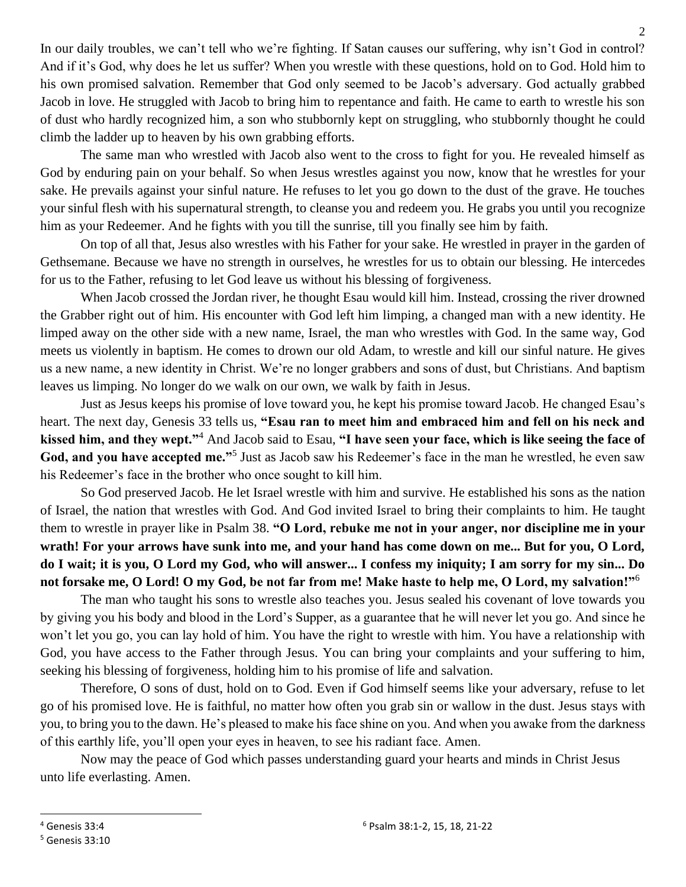In our daily troubles, we can't tell who we're fighting. If Satan causes our suffering, why isn't God in control? And if it's God, why does he let us suffer? When you wrestle with these questions, hold on to God. Hold him to his own promised salvation. Remember that God only seemed to be Jacob's adversary. God actually grabbed Jacob in love. He struggled with Jacob to bring him to repentance and faith. He came to earth to wrestle his son of dust who hardly recognized him, a son who stubbornly kept on struggling, who stubbornly thought he could climb the ladder up to heaven by his own grabbing efforts.

The same man who wrestled with Jacob also went to the cross to fight for you. He revealed himself as God by enduring pain on your behalf. So when Jesus wrestles against you now, know that he wrestles for your sake. He prevails against your sinful nature. He refuses to let you go down to the dust of the grave. He touches your sinful flesh with his supernatural strength, to cleanse you and redeem you. He grabs you until you recognize him as your Redeemer. And he fights with you till the sunrise, till you finally see him by faith.

On top of all that, Jesus also wrestles with his Father for your sake. He wrestled in prayer in the garden of Gethsemane. Because we have no strength in ourselves, he wrestles for us to obtain our blessing. He intercedes for us to the Father, refusing to let God leave us without his blessing of forgiveness.

When Jacob crossed the Jordan river, he thought Esau would kill him. Instead, crossing the river drowned the Grabber right out of him. His encounter with God left him limping, a changed man with a new identity. He limped away on the other side with a new name, Israel, the man who wrestles with God. In the same way, God meets us violently in baptism. He comes to drown our old Adam, to wrestle and kill our sinful nature. He gives us a new name, a new identity in Christ. We're no longer grabbers and sons of dust, but Christians. And baptism leaves us limping. No longer do we walk on our own, we walk by faith in Jesus.

Just as Jesus keeps his promise of love toward you, he kept his promise toward Jacob. He changed Esau's heart. The next day, Genesis 33 tells us, **"Esau ran to meet him and embraced him and fell on his neck and kissed him, and they wept."**[4] And Jacob said to Esau, **"I have seen your face, which is like seeing the face of God, and you have accepted me."**[5] Just as Jacob saw his Redeemer's face in the man he wrestled, he even saw his Redeemer's face in the brother who once sought to kill him.

So God preserved Jacob. He let Israel wrestle with him and survive. He established his sons as the nation of Israel, the nation that wrestles with God. And God invited Israel to bring their complaints to him. He taught them to wrestle in prayer like in Psalm 38. **"O Lord, rebuke me not in your anger, nor discipline me in your wrath! For your arrows have sunk into me, and your hand has come down on me... But for you, O Lord, do I wait; it is you, O Lord my God, who will answer... I confess my iniquity; I am sorry for my sin... Do not forsake me, O Lord! O my God, be not far from me! Make haste to help me, O Lord, my salvation!"**[6]

The man who taught his sons to wrestle also teaches you. Jesus sealed his covenant of love towards you by giving you his body and blood in the Lord's Supper, as a guarantee that he will never let you go. And since he won't let you go, you can lay hold of him. You have the right to wrestle with him. You have a relationship with God, you have access to the Father through Jesus. You can bring your complaints and your suffering to him, seeking his blessing of forgiveness, holding him to his promise of life and salvation.

Therefore, O sons of dust, hold on to God. Even if God himself seems like your adversary, refuse to let go of his promised love. He is faithful, no matter how often you grab sin or wallow in the dust. Jesus stays with you, to bring you to the dawn. He's pleased to make his face shine on you. And when you awake from the darkness of this earthly life, you'll open your eyes in heaven, to see his radiant face. Amen.

Now may the peace of God which passes understanding guard your hearts and minds in Christ Jesus unto life everlasting. Amen.

---

[4] Genesis 33:4

[5] Genesis 33:10

[6] Psalm 38:1-2, 15, 18, 21-22